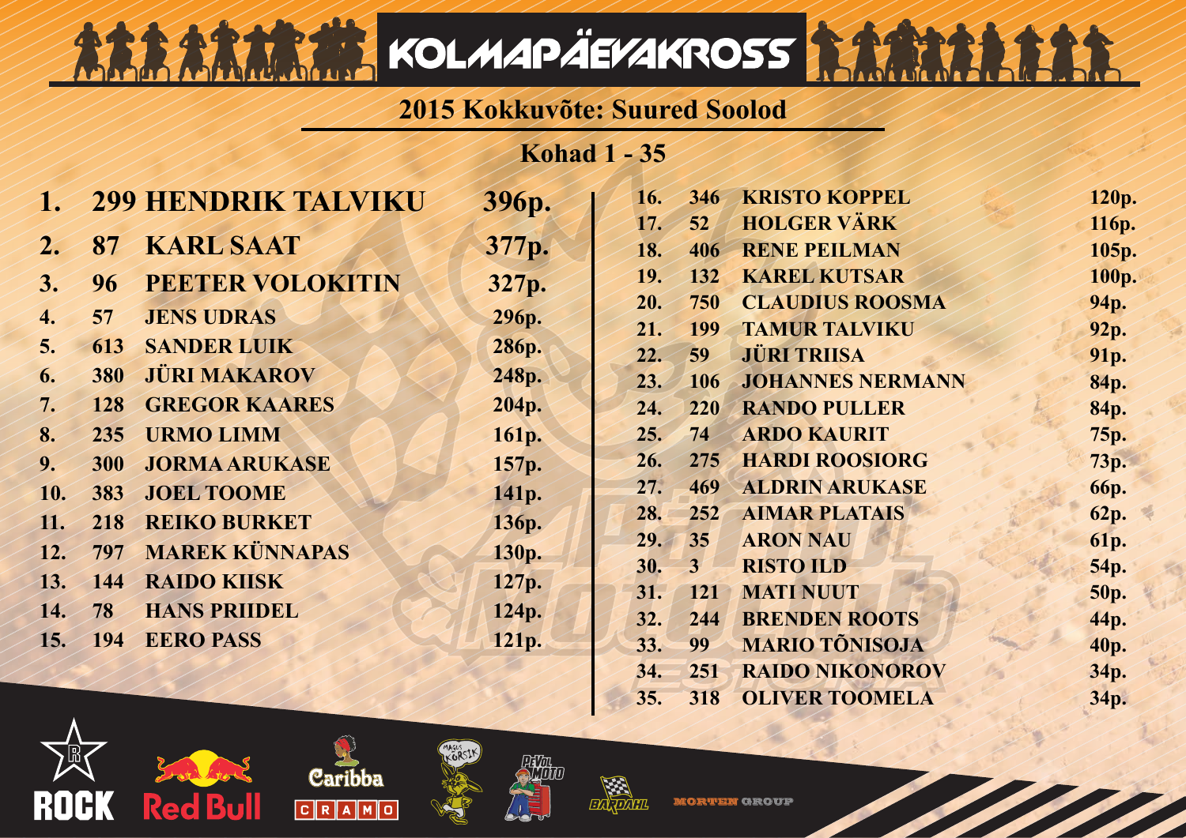# KOLMAPÄEVAKROSS

## 2015 Kokkuvõte: Suured Soolod

### Kohad 1 - 35

| Koht | Nr | Nimi | Punktid |
|---|---|---|---|
| 1. | 299 | HENDRIK TALVIKU | 396p. |
| 2. | 87 | KARL SAAT | 377p. |
| 3. | 96 | PEETER VOLOKITIN | 327p. |
| 4. | 57 | JENS UDRAS | 296p. |
| 5. | 613 | SANDER LUIK | 286p. |
| 6. | 380 | JÜRI MAKAROV | 248p. |
| 7. | 128 | GREGOR KAARES | 204p. |
| 8. | 235 | URMO LIMM | 161p. |
| 9. | 300 | JORMA ARUKASE | 157p. |
| 10. | 383 | JOEL TOOME | 141p. |
| 11. | 218 | REIKO BURKET | 136p. |
| 12. | 797 | MAREK KÜNNAPAS | 130p. |
| 13. | 144 | RAIDO KIISK | 127p. |
| 14. | 78 | HANS PRIIDEL | 124p. |
| 15. | 194 | EERO PASS | 121p. |
| 16. | 346 | KRISTO KOPPEL | 120p. |
| 17. | 52 | HOLGER VÄRK | 116p. |
| 18. | 406 | RENE PEILMAN | 105p. |
| 19. | 132 | KAREL KUTSAR | 100p. |
| 20. | 750 | CLAUDIUS ROOSMA | 94p. |
| 21. | 199 | TAMUR TALVIKU | 92p. |
| 22. | 59 | JÜRI TRIISA | 91p. |
| 23. | 106 | JOHANNES NERMANN | 84p. |
| 24. | 220 | RANDO PULLER | 84p. |
| 25. | 74 | ARDO KAURIT | 75p. |
| 26. | 275 | HARDI ROOSIORG | 73p. |
| 27. | 469 | ALDRIN ARUKASE | 66p. |
| 28. | 252 | AIMAR PLATAIS | 62p. |
| 29. | 35 | ARON NAU | 61p. |
| 30. | 3 | RISTO ILD | 54p. |
| 31. | 121 | MATI NUUT | 50p. |
| 32. | 244 | BRENDEN ROOTS | 44p. |
| 33. | 99 | MARIO TÕNISOJA | 40p. |
| 34. | 251 | RAIDO NIKONOROV | 34p. |
| 35. | 318 | OLIVER TOOMELA | 34p. |

ROCK · Red Bull · Caribba · CRAMO · PeVol Moto · BARDAHL · MORTEN GROUP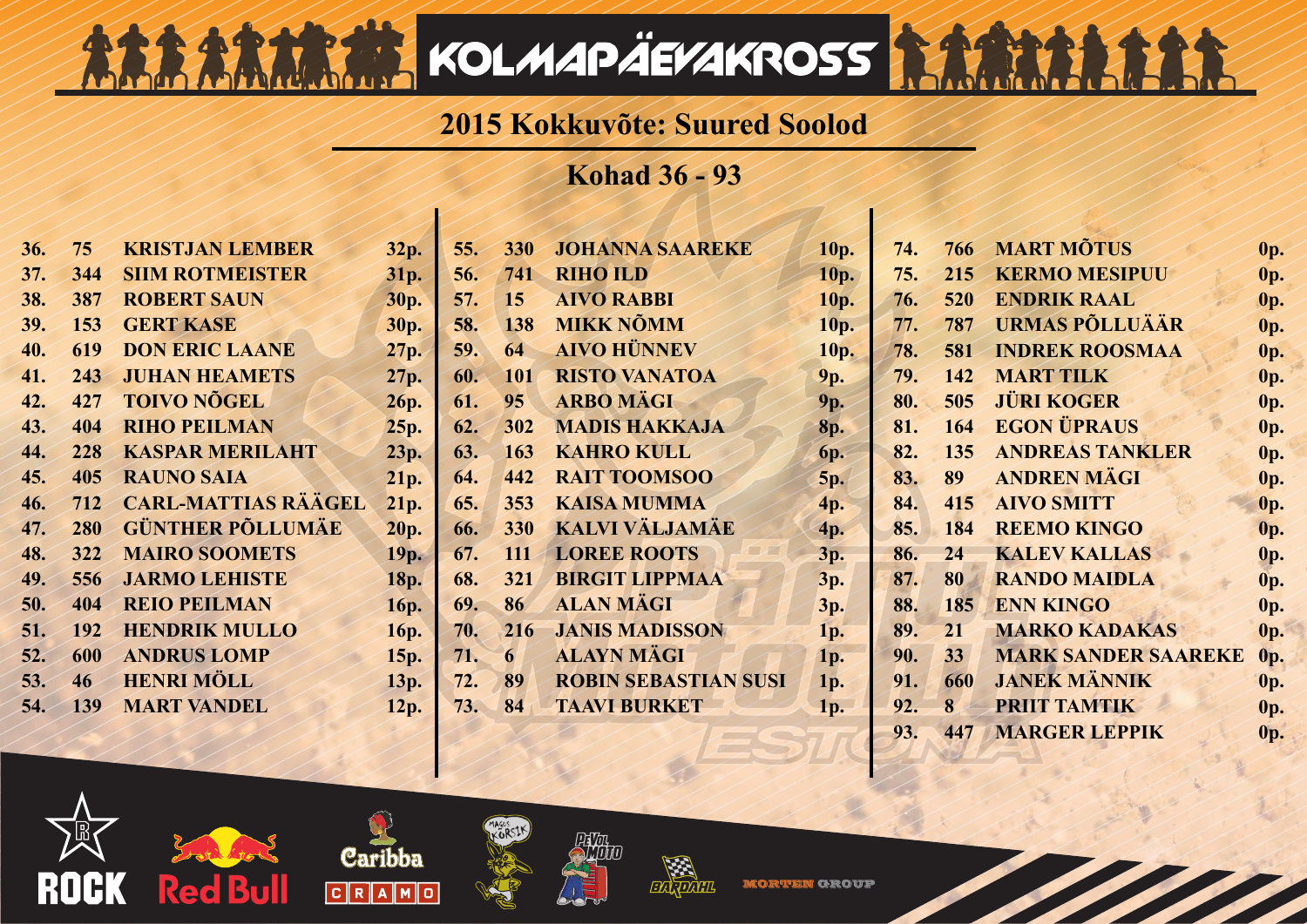# KOLMAPÄEVAKROSS

## 2015 Kokkuvõte: Suured Soolod

### Kohad 36 - 93

| | | | |
|---|---|---|---|
| 36. | 75 | KRISTJAN LEMBER | 32p. |
| 37. | 344 | SIIM ROTMEISTER | 31p. |
| 38. | 387 | ROBERT SAUN | 30p. |
| 39. | 153 | GERT KASE | 30p. |
| 40. | 619 | DON ERIC LAANE | 27p. |
| 41. | 243 | JUHAN HEAMETS | 27p. |
| 42. | 427 | TOIVO NÕGEL | 26p. |
| 43. | 404 | RIHO PEILMAN | 25p. |
| 44. | 228 | KASPAR MERILAHT | 23p. |
| 45. | 405 | RAUNO SAIA | 21p. |
| 46. | 712 | CARL-MATTIAS RÄÄGEL | 21p. |
| 47. | 280 | GÜNTHER PÕLLUMÄE | 20p. |
| 48. | 322 | MAIRO SOOMETS | 19p. |
| 49. | 556 | JARMO LEHISTE | 18p. |
| 50. | 404 | REIO PEILMAN | 16p. |
| 51. | 192 | HENDRIK MULLO | 16p. |
| 52. | 600 | ANDRUS LOMP | 15p. |
| 53. | 46 | HENRI MÖLL | 13p. |
| 54. | 139 | MART VANDEL | 12p. |
| 55. | 330 | JOHANNA SAAREKE | 10p. |
| 56. | 741 | RIHO ILD | 10p. |
| 57. | 15 | AIVO RABBI | 10p. |
| 58. | 138 | MIKK NÕMM | 10p. |
| 59. | 64 | AIVO HÜNNEV | 10p. |
| 60. | 101 | RISTO VANATOA | 9p. |
| 61. | 95 | ARBO MÄGI | 9p. |
| 62. | 302 | MADIS HAKKAJA | 8p. |
| 63. | 163 | KAHRO KULL | 6p. |
| 64. | 442 | RAIT TOOMSOO | 5p. |
| 65. | 353 | KAISA MUMMA | 4p. |
| 66. | 330 | KALVI VÄLJAMÄE | 4p. |
| 67. | 111 | LOREE ROOTS | 3p. |
| 68. | 321 | BIRGIT LIPPMAA | 3p. |
| 69. | 86 | ALAN MÄGI | 3p. |
| 70. | 216 | JANIS MADISSON | 1p. |
| 71. | 6 | ALAYN MÄGI | 1p. |
| 72. | 89 | ROBIN SEBASTIAN SUSI | 1p. |
| 73. | 84 | TAAVI BURKET | 1p. |
| 74. | 766 | MART MÕTUS | 0p. |
| 75. | 215 | KERMO MESIPUU | 0p. |
| 76. | 520 | ENDRIK RAAL | 0p. |
| 77. | 787 | URMAS PÕLLUÄÄR | 0p. |
| 78. | 581 | INDREK ROOSMAA | 0p. |
| 79. | 142 | MART TILK | 0p. |
| 80. | 505 | JÜRI KOGER | 0p. |
| 81. | 164 | EGON ÜPRAUS | 0p. |
| 82. | 135 | ANDREAS TANKLER | 0p. |
| 83. | 89 | ANDREN MÄGI | 0p. |
| 84. | 415 | AIVO SMITT | 0p. |
| 85. | 184 | REEMO KINGO | 0p. |
| 86. | 24 | KALEV KALLAS | 0p. |
| 87. | 80 | RANDO MAIDLA | 0p. |
| 88. | 185 | ENN KINGO | 0p. |
| 89. | 21 | MARKO KADAKAS | 0p. |
| 90. | 33 | MARK SANDER SAAREKE | 0p. |
| 91. | 660 | JANEK MÄNNIK | 0p. |
| 92. | 8 | PRIIT TAMTIK | 0p. |
| 93. | 447 | MARGER LEPPIK | 0p. |